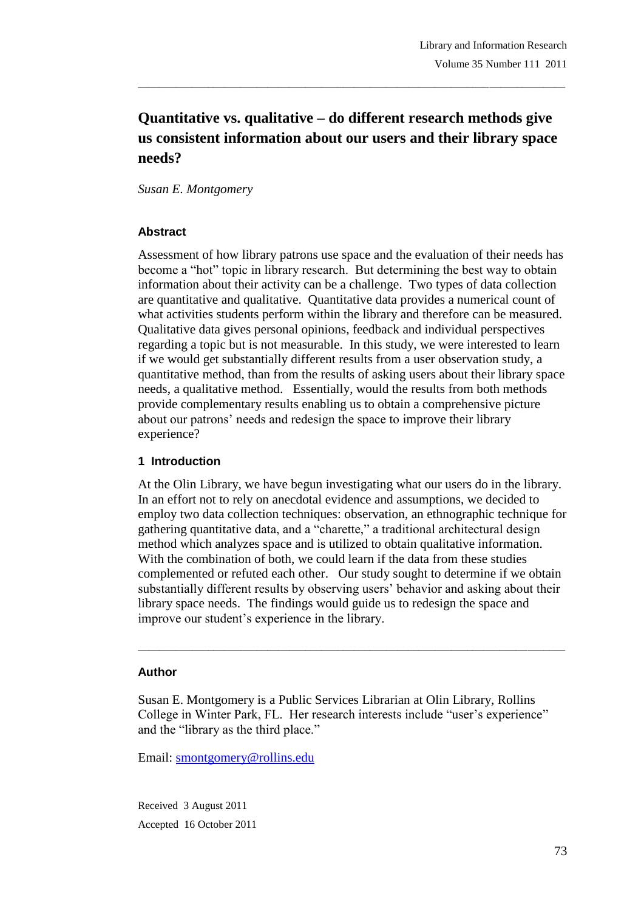# Quantitative vs. qualitative – do different research methods give us consistent information about our users and their library space needs?

*Susan E. Montgomery*

### Abstract

Assessment of how library patrons use space and the evaluation of their needs has become a "hot" topic in library research. But determining the best way to obtain information about their activity can be a challenge. Two types of data collection are quantitative and qualitative. Quantitative data provides a numerical count of what activities students perform within the library and therefore can be measured. Qualitative data gives personal opinions, feedback and individual perspectives regarding a topic but is not measurable. In this study, we were interested to learn if we would get substantially different results from a user observation study, a quantitative method, than from the results of asking users about their library space needs, a qualitative method. Essentially, would the results from both methods provide complementary results enabling us to obtain a comprehensive picture about our patrons' needs and redesign the space to improve their library experience?

## 1 Introduction

At the Olin Library, we have begun investigating what our users do in the library. In an effort not to rely on anecdotal evidence and assumptions, we decided to employ two data collection techniques: observation, an ethnographic technique for gathering quantitative data, and a "charette," a traditional architectural design method which analyzes space and is utilized to obtain qualitative information. With the combination of both, we could learn if the data from these studies complemented or refuted each other. Our study sought to determine if we obtain substantially different results by observing users' behavior and asking about their library space needs. The findings would guide us to redesign the space and improve our student's experience in the library.

---

### Author

Susan E. Montgomery is a Public Services Librarian at Olin Library, Rollins College in Winter Park, FL. Her research interests include "user's experience" and the "library as the third place."

Email: smontgomery@rollins.edu

Received 3 August 2011

Accepted 16 October 2011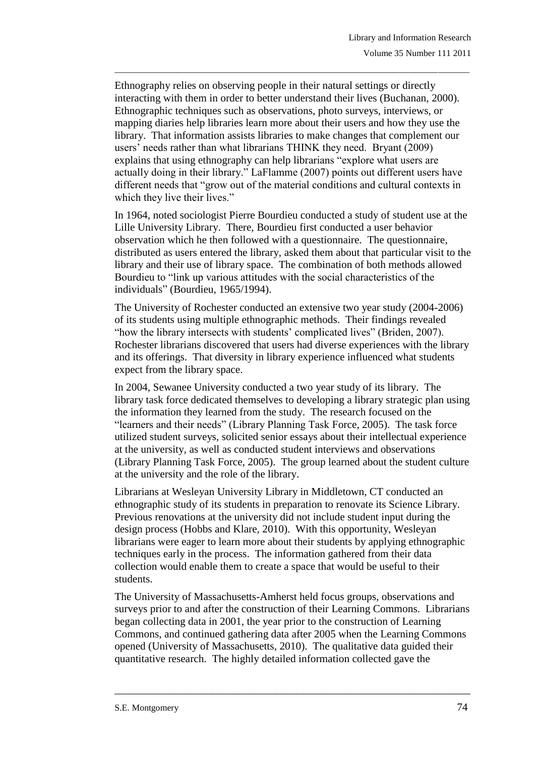Ethnography relies on observing people in their natural settings or directly interacting with them in order to better understand their lives (Buchanan, 2000). Ethnographic techniques such as observations, photo surveys, interviews, or mapping diaries help libraries learn more about their users and how they use the library. That information assists libraries to make changes that complement our users' needs rather than what librarians THINK they need. Bryant (2009) explains that using ethnography can help librarians "explore what users are actually doing in their library." LaFlamme (2007) points out different users have different needs that "grow out of the material conditions and cultural contexts in which they live their lives."

In 1964, noted sociologist Pierre Bourdieu conducted a study of student use at the Lille University Library. There, Bourdieu first conducted a user behavior observation which he then followed with a questionnaire. The questionnaire, distributed as users entered the library, asked them about that particular visit to the library and their use of library space. The combination of both methods allowed Bourdieu to "link up various attitudes with the social characteristics of the individuals" (Bourdieu, 1965/1994).

The University of Rochester conducted an extensive two year study (2004-2006) of its students using multiple ethnographic methods. Their findings revealed "how the library intersects with students' complicated lives" (Briden, 2007). Rochester librarians discovered that users had diverse experiences with the library and its offerings. That diversity in library experience influenced what students expect from the library space.

In 2004, Sewanee University conducted a two year study of its library. The library task force dedicated themselves to developing a library strategic plan using the information they learned from the study. The research focused on the "learners and their needs" (Library Planning Task Force, 2005). The task force utilized student surveys, solicited senior essays about their intellectual experience at the university, as well as conducted student interviews and observations (Library Planning Task Force, 2005). The group learned about the student culture at the university and the role of the library.

Librarians at Wesleyan University Library in Middletown, CT conducted an ethnographic study of its students in preparation to renovate its Science Library. Previous renovations at the university did not include student input during the design process (Hobbs and Klare, 2010). With this opportunity, Wesleyan librarians were eager to learn more about their students by applying ethnographic techniques early in the process. The information gathered from their data collection would enable them to create a space that would be useful to their students.

The University of Massachusetts-Amherst held focus groups, observations and surveys prior to and after the construction of their Learning Commons. Librarians began collecting data in 2001, the year prior to the construction of Learning Commons, and continued gathering data after 2005 when the Learning Commons opened (University of Massachusetts, 2010). The qualitative data guided their quantitative research. The highly detailed information collected gave the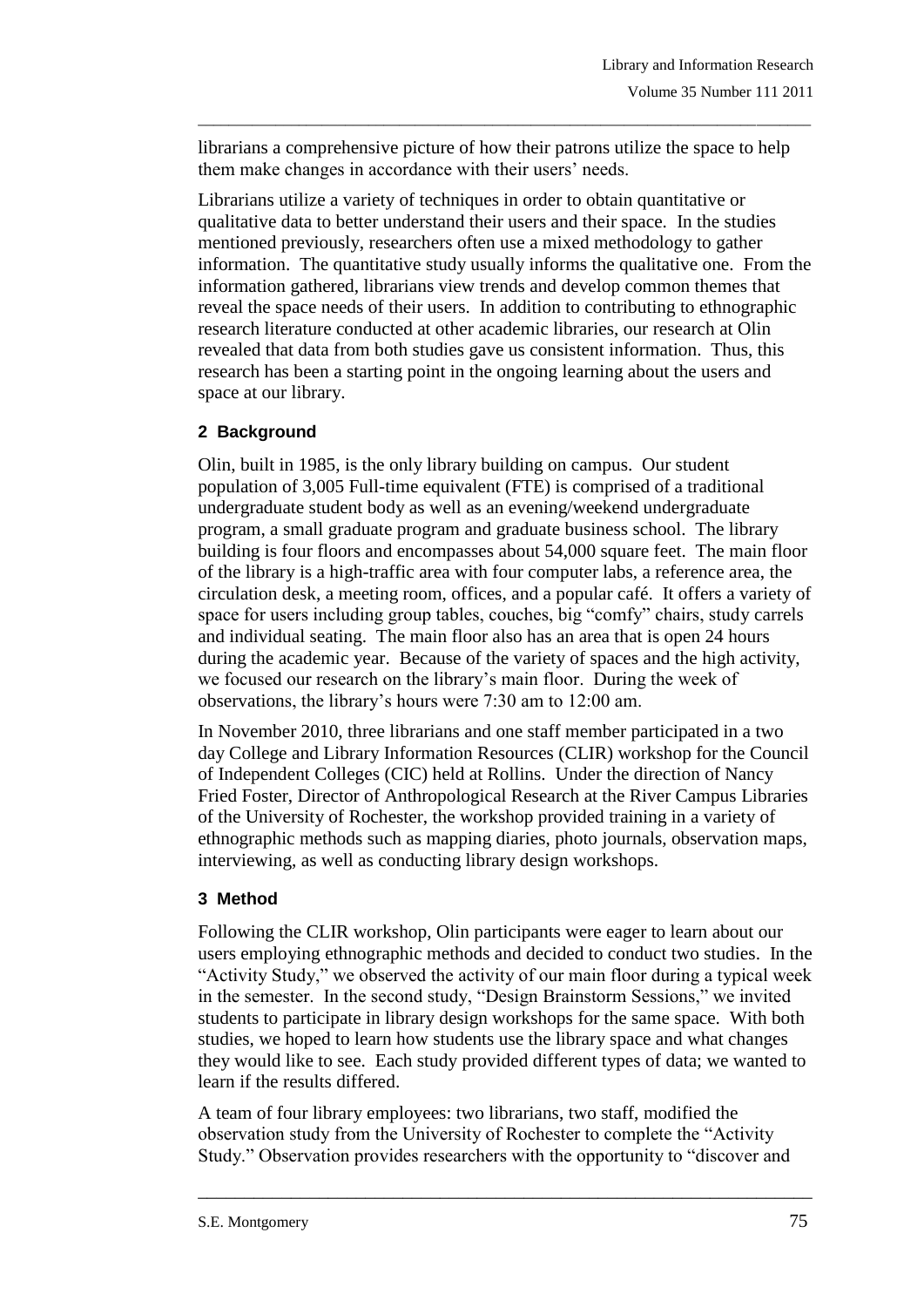librarians a comprehensive picture of how their patrons utilize the space to help them make changes in accordance with their users' needs.

Librarians utilize a variety of techniques in order to obtain quantitative or qualitative data to better understand their users and their space. In the studies mentioned previously, researchers often use a mixed methodology to gather information. The quantitative study usually informs the qualitative one. From the information gathered, librarians view trends and develop common themes that reveal the space needs of their users. In addition to contributing to ethnographic research literature conducted at other academic libraries, our research at Olin revealed that data from both studies gave us consistent information. Thus, this research has been a starting point in the ongoing learning about the users and space at our library.

## 2 Background

Olin, built in 1985, is the only library building on campus. Our student population of 3,005 Full-time equivalent (FTE) is comprised of a traditional undergraduate student body as well as an evening/weekend undergraduate program, a small graduate program and graduate business school. The library building is four floors and encompasses about 54,000 square feet. The main floor of the library is a high-traffic area with four computer labs, a reference area, the circulation desk, a meeting room, offices, and a popular café. It offers a variety of space for users including group tables, couches, big "comfy" chairs, study carrels and individual seating. The main floor also has an area that is open 24 hours during the academic year. Because of the variety of spaces and the high activity, we focused our research on the library's main floor. During the week of observations, the library's hours were 7:30 am to 12:00 am.

In November 2010, three librarians and one staff member participated in a two day College and Library Information Resources (CLIR) workshop for the Council of Independent Colleges (CIC) held at Rollins. Under the direction of Nancy Fried Foster, Director of Anthropological Research at the River Campus Libraries of the University of Rochester, the workshop provided training in a variety of ethnographic methods such as mapping diaries, photo journals, observation maps, interviewing, as well as conducting library design workshops.

## 3 Method

Following the CLIR workshop, Olin participants were eager to learn about our users employing ethnographic methods and decided to conduct two studies. In the "Activity Study," we observed the activity of our main floor during a typical week in the semester. In the second study, "Design Brainstorm Sessions," we invited students to participate in library design workshops for the same space. With both studies, we hoped to learn how students use the library space and what changes they would like to see. Each study provided different types of data; we wanted to learn if the results differed.

A team of four library employees: two librarians, two staff, modified the observation study from the University of Rochester to complete the "Activity Study." Observation provides researchers with the opportunity to "discover and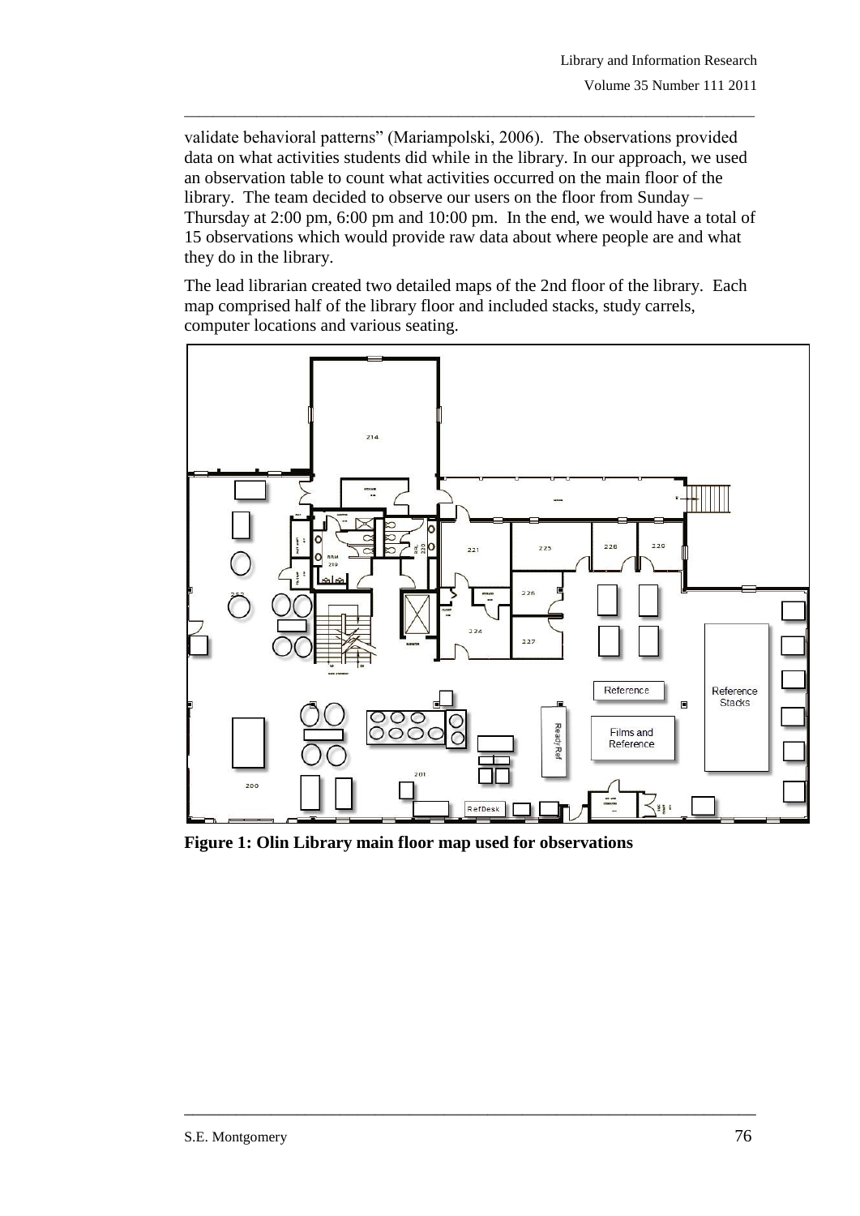validate behavioral patterns" (Mariampolski, 2006). The observations provided data on what activities students did while in the library. In our approach, we used an observation table to count what activities occurred on the main floor of the library. The team decided to observe our users on the floor from Sunday – Thursday at 2:00 pm, 6:00 pm and 10:00 pm. In the end, we would have a total of 15 observations which would provide raw data about where people are and what they do in the library.

The lead librarian created two detailed maps of the 2nd floor of the library. Each map comprised half of the library floor and included stacks, study carrels, computer locations and various seating.

**Figure 1: Olin Library main floor map used for observations**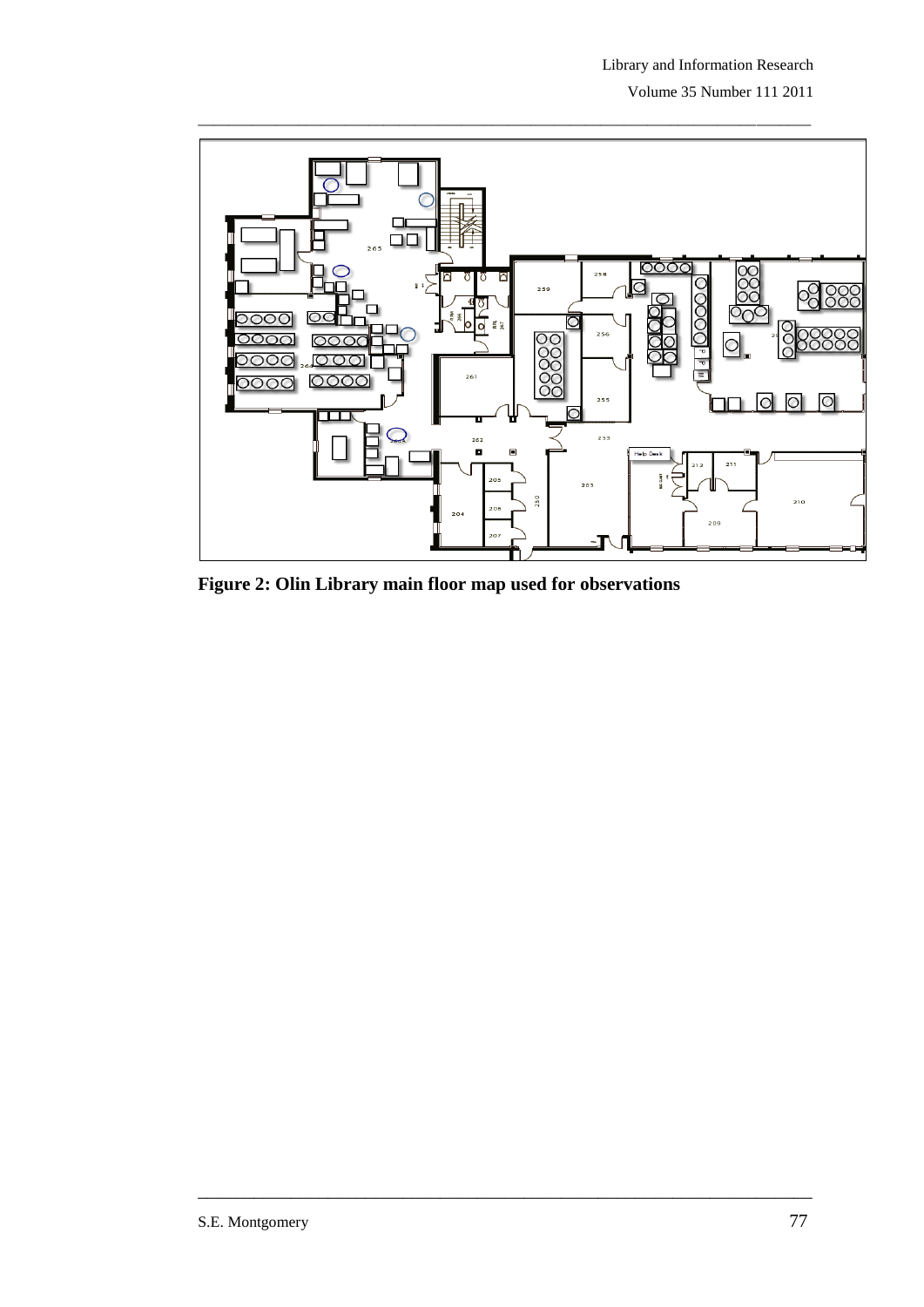**Figure 2: Olin Library main floor map used for observations**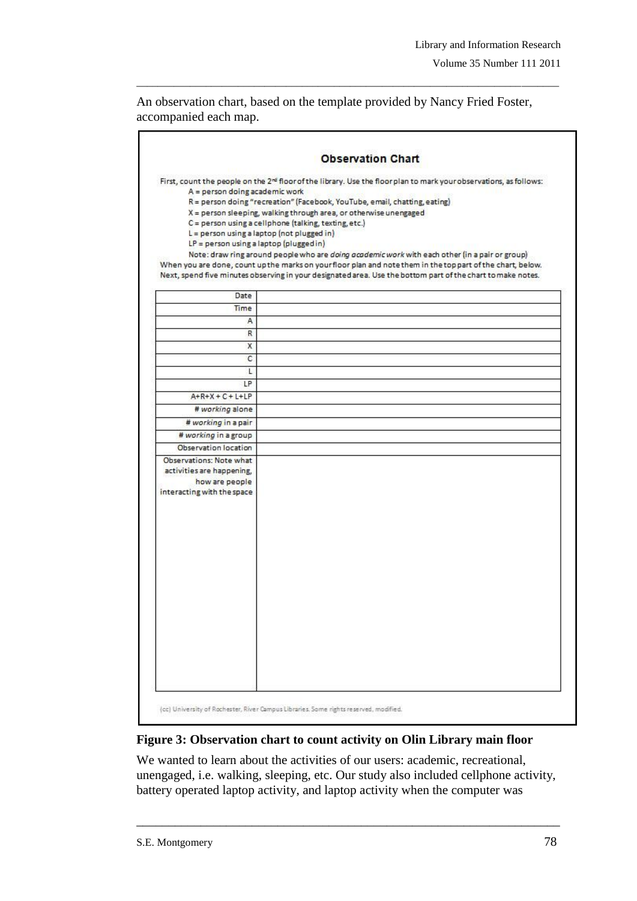An observation chart, based on the template provided by Nancy Fried Foster, accompanied each map.

**Observation Chart**

First, count the people on the 2nd floor of the library. Use the floor plan to mark your observations, as follows:

- A = person doing academic work
- R = person doing "recreation" (Facebook, YouTube, email, chatting, eating)
- X = person sleeping, walking through area, or otherwise unengaged
- C = person using a cellphone (talking, texting, etc.)
- L = person using a laptop (not plugged in)
- LP = person using a laptop (plugged in)

Note: draw ring around people who are *doing academic work* with each other (in a pair or group)

When you are done, count up the marks on your floor plan and note them in the top part of the chart, below.
Next, spend five minutes observing in your designated area. Use the bottom part of the chart to make notes.

| | |
|---|---|
| Date | |
| Time | |
| A | |
| R | |
| X | |
| C | |
| L | |
| LP | |
| A+R+X + C + L+LP | |
| # *working* alone | |
| # *working* in a pair | |
| # *working* in a group | |
| Observation location | |
| Observations: Note what activities are happening, how are people interacting with the space | |

(cc) University of Rochester, River Campus Libraries. Some rights reserved, modified.

**Figure 3: Observation chart to count activity on Olin Library main floor**

We wanted to learn about the activities of our users: academic, recreational, unengaged, i.e. walking, sleeping, etc. Our study also included cellphone activity, battery operated laptop activity, and laptop activity when the computer was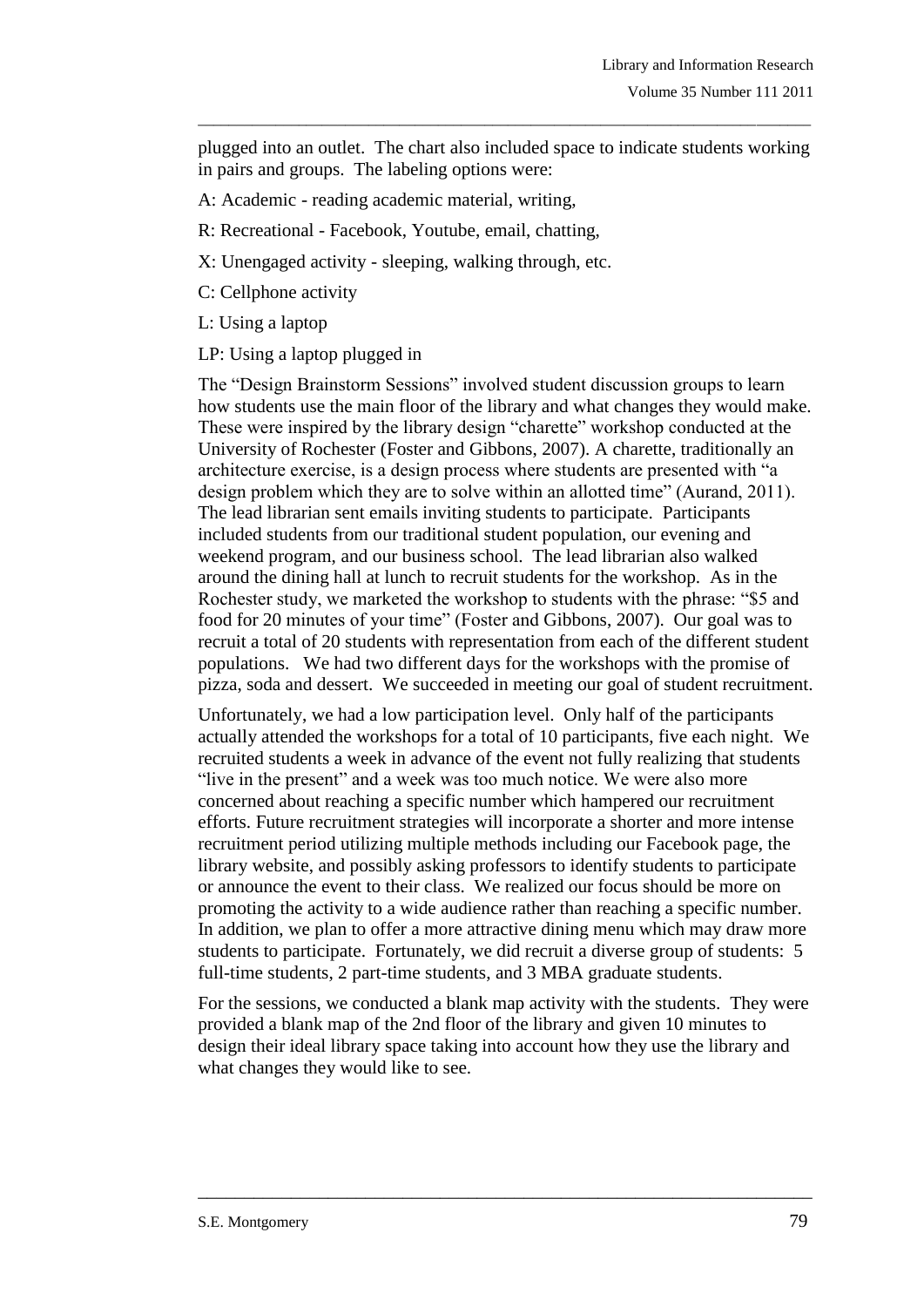plugged into an outlet. The chart also included space to indicate students working in pairs and groups. The labeling options were:

A: Academic - reading academic material, writing,

R: Recreational - Facebook, Youtube, email, chatting,

X: Unengaged activity - sleeping, walking through, etc.

C: Cellphone activity

L: Using a laptop

LP: Using a laptop plugged in

The "Design Brainstorm Sessions" involved student discussion groups to learn how students use the main floor of the library and what changes they would make. These were inspired by the library design "charette" workshop conducted at the University of Rochester (Foster and Gibbons, 2007). A charette, traditionally an architecture exercise, is a design process where students are presented with "a design problem which they are to solve within an allotted time" (Aurand, 2011). The lead librarian sent emails inviting students to participate. Participants included students from our traditional student population, our evening and weekend program, and our business school. The lead librarian also walked around the dining hall at lunch to recruit students for the workshop. As in the Rochester study, we marketed the workshop to students with the phrase: "$5 and food for 20 minutes of your time" (Foster and Gibbons, 2007). Our goal was to recruit a total of 20 students with representation from each of the different student populations. We had two different days for the workshops with the promise of pizza, soda and dessert. We succeeded in meeting our goal of student recruitment.

Unfortunately, we had a low participation level. Only half of the participants actually attended the workshops for a total of 10 participants, five each night. We recruited students a week in advance of the event not fully realizing that students "live in the present" and a week was too much notice. We were also more concerned about reaching a specific number which hampered our recruitment efforts. Future recruitment strategies will incorporate a shorter and more intense recruitment period utilizing multiple methods including our Facebook page, the library website, and possibly asking professors to identify students to participate or announce the event to their class. We realized our focus should be more on promoting the activity to a wide audience rather than reaching a specific number. In addition, we plan to offer a more attractive dining menu which may draw more students to participate. Fortunately, we did recruit a diverse group of students: 5 full-time students, 2 part-time students, and 3 MBA graduate students.

For the sessions, we conducted a blank map activity with the students. They were provided a blank map of the 2nd floor of the library and given 10 minutes to design their ideal library space taking into account how they use the library and what changes they would like to see.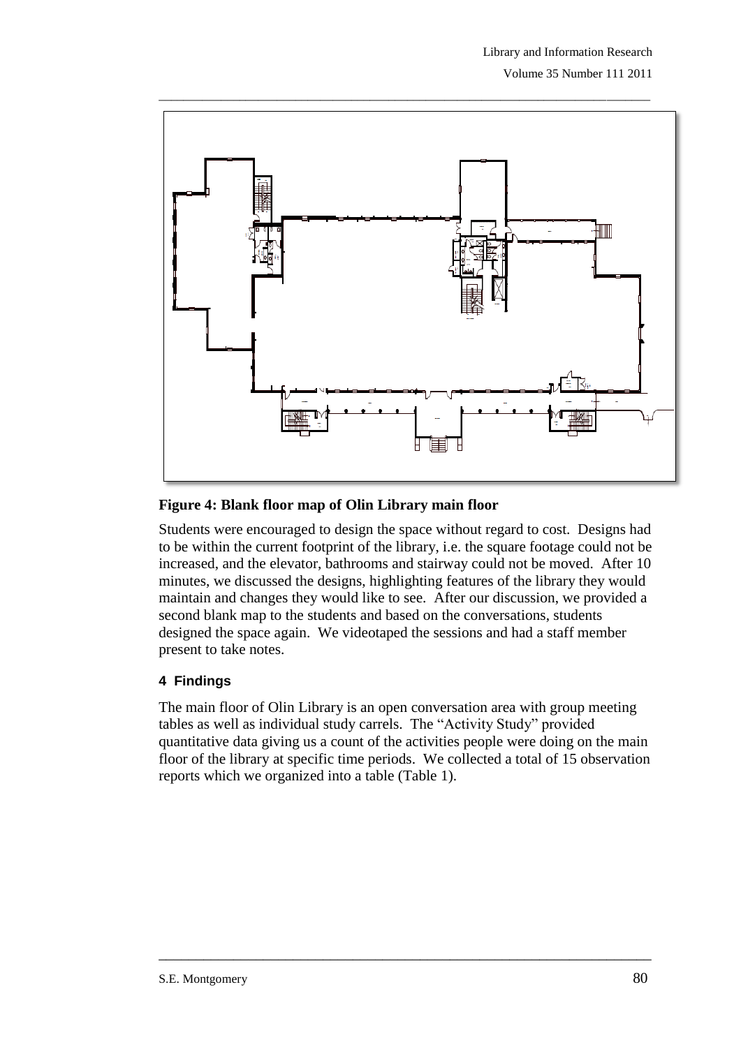**Figure 4: Blank floor map of Olin Library main floor**

Students were encouraged to design the space without regard to cost. Designs had to be within the current footprint of the library, i.e. the square footage could not be increased, and the elevator, bathrooms and stairway could not be moved. After 10 minutes, we discussed the designs, highlighting features of the library they would maintain and changes they would like to see. After our discussion, we provided a second blank map to the students and based on the conversations, students designed the space again. We videotaped the sessions and had a staff member present to take notes.

## 4 Findings

The main floor of Olin Library is an open conversation area with group meeting tables as well as individual study carrels. The "Activity Study" provided quantitative data giving us a count of the activities people were doing on the main floor of the library at specific time periods. We collected a total of 15 observation reports which we organized into a table (Table 1).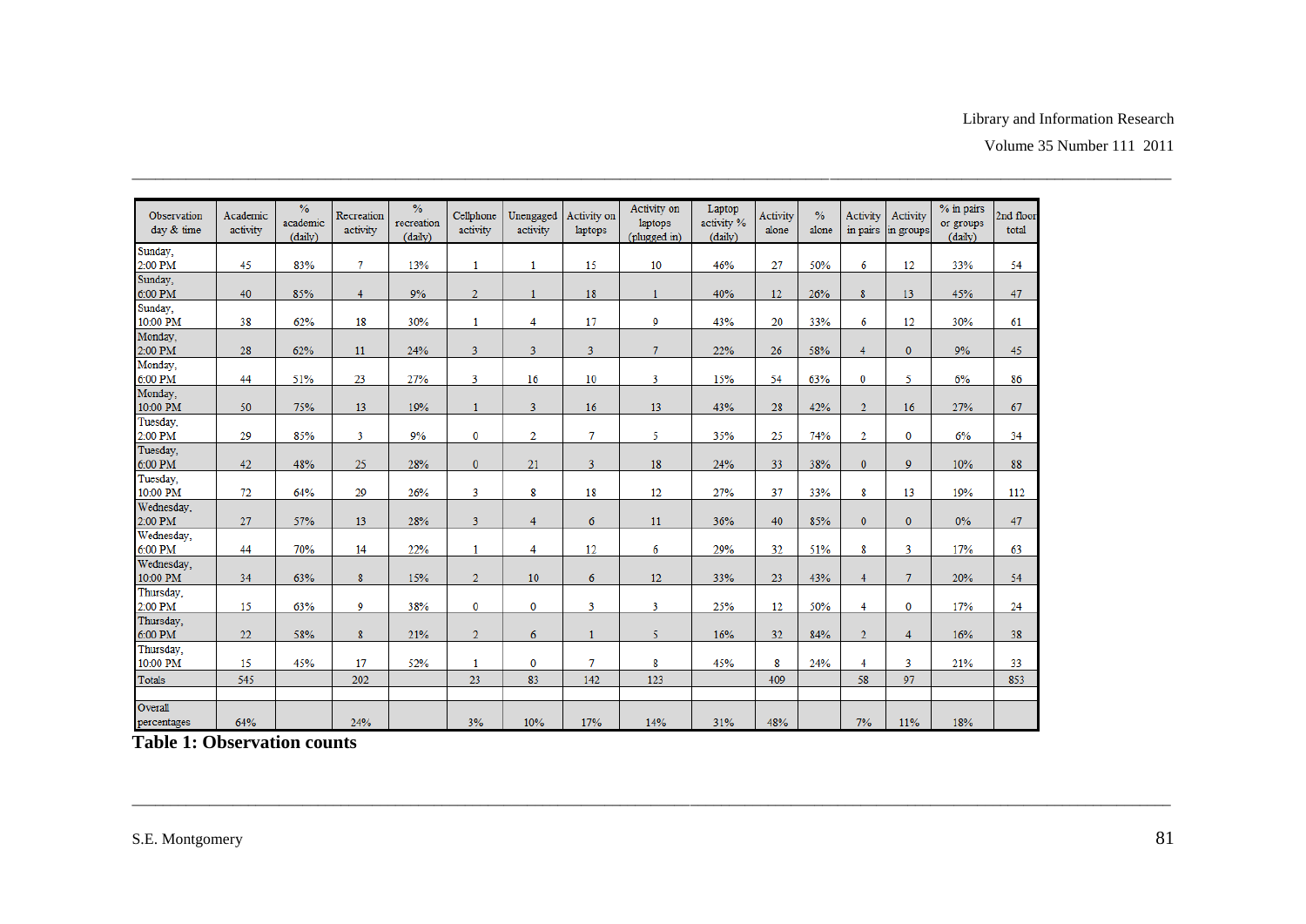| Observation day & time | Academic activity | % academic (daily) | Recreation activity | % recreation (daily) | Cellphone activity | Unengaged activity | Activity on laptops | Activity on laptops (plugged in) | Laptop activity % (daily) | Activity alone | % alone | Activity in pairs | Activity in groups | % in pairs or groups (daily) | 2nd floor total |
|---|---|---|---|---|---|---|---|---|---|---|---|---|---|---|---|
| Sunday, 2:00 PM | 45 | 83% | 7 | 13% | 1 | 1 | 15 | 10 | 46% | 27 | 50% | 6 | 12 | 33% | 54 |
| Sunday, 6:00 PM | 40 | 85% | 4 | 9% | 2 | 1 | 18 | 1 | 40% | 12 | 26% | 8 | 13 | 45% | 47 |
| Sunday, 10:00 PM | 38 | 62% | 18 | 30% | 1 | 4 | 17 | 9 | 43% | 20 | 33% | 6 | 12 | 30% | 61 |
| Monday, 2:00 PM | 28 | 62% | 11 | 24% | 3 | 3 | 3 | 7 | 22% | 26 | 58% | 4 | 0 | 9% | 45 |
| Monday, 6:00 PM | 44 | 51% | 23 | 27% | 3 | 16 | 10 | 3 | 15% | 54 | 63% | 0 | 5 | 6% | 86 |
| Monday, 10:00 PM | 50 | 75% | 13 | 19% | 1 | 3 | 16 | 13 | 43% | 28 | 42% | 2 | 16 | 27% | 67 |
| Tuesday, 2:00 PM | 29 | 85% | 3 | 9% | 0 | 2 | 7 | 5 | 35% | 25 | 74% | 2 | 0 | 6% | 34 |
| Tuesday, 6:00 PM | 42 | 48% | 25 | 28% | 0 | 21 | 3 | 18 | 24% | 33 | 38% | 0 | 9 | 10% | 88 |
| Tuesday, 10:00 PM | 72 | 64% | 29 | 26% | 3 | 8 | 18 | 12 | 27% | 37 | 33% | 8 | 13 | 19% | 112 |
| Wednesday, 2:00 PM | 27 | 57% | 13 | 28% | 3 | 4 | 6 | 11 | 36% | 40 | 85% | 0 | 0 | 0% | 47 |
| Wednesday, 6:00 PM | 44 | 70% | 14 | 22% | 1 | 4 | 12 | 6 | 29% | 32 | 51% | 8 | 3 | 17% | 63 |
| Wednesday, 10:00 PM | 34 | 63% | 8 | 15% | 2 | 10 | 6 | 12 | 33% | 23 | 43% | 4 | 7 | 20% | 54 |
| Thursday, 2:00 PM | 15 | 63% | 9 | 38% | 0 | 0 | 3 | 3 | 25% | 12 | 50% | 4 | 0 | 17% | 24 |
| Thursday, 6:00 PM | 22 | 58% | 8 | 21% | 2 | 6 | 1 | 5 | 16% | 32 | 84% | 2 | 4 | 16% | 38 |
| Thursday, 10:00 PM | 15 | 45% | 17 | 52% | 1 | 0 | 7 | 8 | 45% | 8 | 24% | 4 | 3 | 21% | 33 |
| Totals | 545 | | 202 | | 23 | 83 | 142 | 123 | | 409 | | 58 | 97 | | 853 |
| | | | | | | | | | | | | | | | |
| Overall percentages | 64% | | 24% | | 3% | 10% | 17% | 14% | 31% | 48% | | 7% | 11% | 18% | |

**Table 1: Observation counts**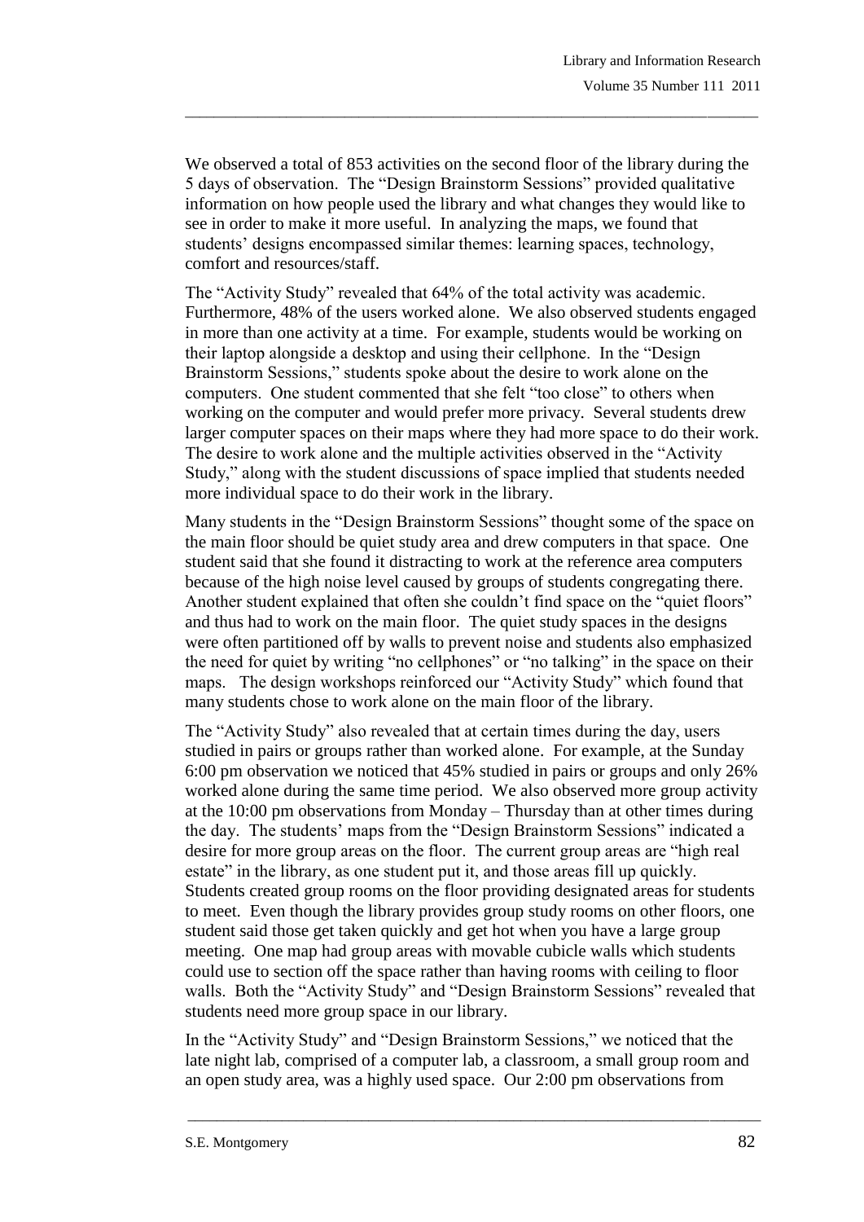We observed a total of 853 activities on the second floor of the library during the 5 days of observation. The "Design Brainstorm Sessions" provided qualitative information on how people used the library and what changes they would like to see in order to make it more useful. In analyzing the maps, we found that students' designs encompassed similar themes: learning spaces, technology, comfort and resources/staff.

The "Activity Study" revealed that 64% of the total activity was academic. Furthermore, 48% of the users worked alone. We also observed students engaged in more than one activity at a time. For example, students would be working on their laptop alongside a desktop and using their cellphone. In the "Design Brainstorm Sessions," students spoke about the desire to work alone on the computers. One student commented that she felt "too close" to others when working on the computer and would prefer more privacy. Several students drew larger computer spaces on their maps where they had more space to do their work. The desire to work alone and the multiple activities observed in the "Activity Study," along with the student discussions of space implied that students needed more individual space to do their work in the library.

Many students in the "Design Brainstorm Sessions" thought some of the space on the main floor should be quiet study area and drew computers in that space. One student said that she found it distracting to work at the reference area computers because of the high noise level caused by groups of students congregating there. Another student explained that often she couldn't find space on the "quiet floors" and thus had to work on the main floor. The quiet study spaces in the designs were often partitioned off by walls to prevent noise and students also emphasized the need for quiet by writing "no cellphones" or "no talking" in the space on their maps. The design workshops reinforced our "Activity Study" which found that many students chose to work alone on the main floor of the library.

The "Activity Study" also revealed that at certain times during the day, users studied in pairs or groups rather than worked alone. For example, at the Sunday 6:00 pm observation we noticed that 45% studied in pairs or groups and only 26% worked alone during the same time period. We also observed more group activity at the 10:00 pm observations from Monday – Thursday than at other times during the day. The students' maps from the "Design Brainstorm Sessions" indicated a desire for more group areas on the floor. The current group areas are "high real estate" in the library, as one student put it, and those areas fill up quickly. Students created group rooms on the floor providing designated areas for students to meet. Even though the library provides group study rooms on other floors, one student said those get taken quickly and get hot when you have a large group meeting. One map had group areas with movable cubicle walls which students could use to section off the space rather than having rooms with ceiling to floor walls. Both the "Activity Study" and "Design Brainstorm Sessions" revealed that students need more group space in our library.

In the "Activity Study" and "Design Brainstorm Sessions," we noticed that the late night lab, comprised of a computer lab, a classroom, a small group room and an open study area, was a highly used space. Our 2:00 pm observations from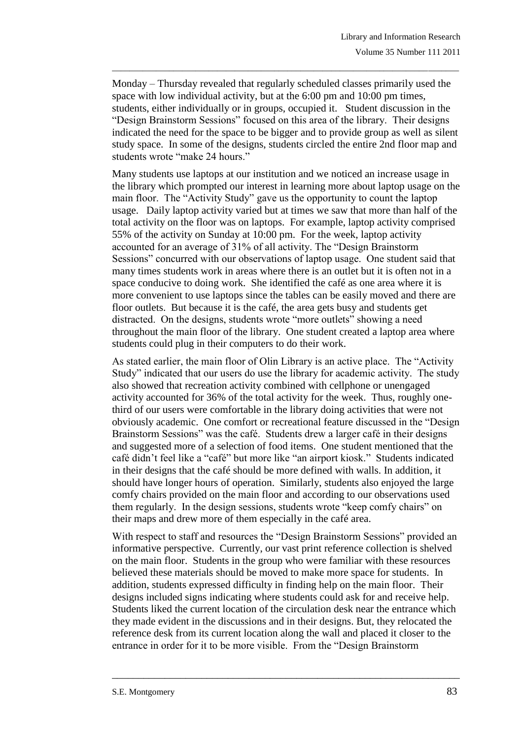Monday – Thursday revealed that regularly scheduled classes primarily used the space with low individual activity, but at the 6:00 pm and 10:00 pm times, students, either individually or in groups, occupied it. Student discussion in the "Design Brainstorm Sessions" focused on this area of the library. Their designs indicated the need for the space to be bigger and to provide group as well as silent study space. In some of the designs, students circled the entire 2nd floor map and students wrote "make 24 hours."

Many students use laptops at our institution and we noticed an increase usage in the library which prompted our interest in learning more about laptop usage on the main floor. The "Activity Study" gave us the opportunity to count the laptop usage. Daily laptop activity varied but at times we saw that more than half of the total activity on the floor was on laptops. For example, laptop activity comprised 55% of the activity on Sunday at 10:00 pm. For the week, laptop activity accounted for an average of 31% of all activity. The "Design Brainstorm Sessions" concurred with our observations of laptop usage. One student said that many times students work in areas where there is an outlet but it is often not in a space conducive to doing work. She identified the café as one area where it is more convenient to use laptops since the tables can be easily moved and there are floor outlets. But because it is the café, the area gets busy and students get distracted. On the designs, students wrote "more outlets" showing a need throughout the main floor of the library. One student created a laptop area where students could plug in their computers to do their work.

As stated earlier, the main floor of Olin Library is an active place. The "Activity Study" indicated that our users do use the library for academic activity. The study also showed that recreation activity combined with cellphone or unengaged activity accounted for 36% of the total activity for the week. Thus, roughly one-third of our users were comfortable in the library doing activities that were not obviously academic. One comfort or recreational feature discussed in the "Design Brainstorm Sessions" was the café. Students drew a larger café in their designs and suggested more of a selection of food items. One student mentioned that the café didn't feel like a "café" but more like "an airport kiosk." Students indicated in their designs that the café should be more defined with walls. In addition, it should have longer hours of operation. Similarly, students also enjoyed the large comfy chairs provided on the main floor and according to our observations used them regularly. In the design sessions, students wrote "keep comfy chairs" on their maps and drew more of them especially in the café area.

With respect to staff and resources the "Design Brainstorm Sessions" provided an informative perspective. Currently, our vast print reference collection is shelved on the main floor. Students in the group who were familiar with these resources believed these materials should be moved to make more space for students. In addition, students expressed difficulty in finding help on the main floor. Their designs included signs indicating where students could ask for and receive help. Students liked the current location of the circulation desk near the entrance which they made evident in the discussions and in their designs. But, they relocated the reference desk from its current location along the wall and placed it closer to the entrance in order for it to be more visible. From the "Design Brainstorm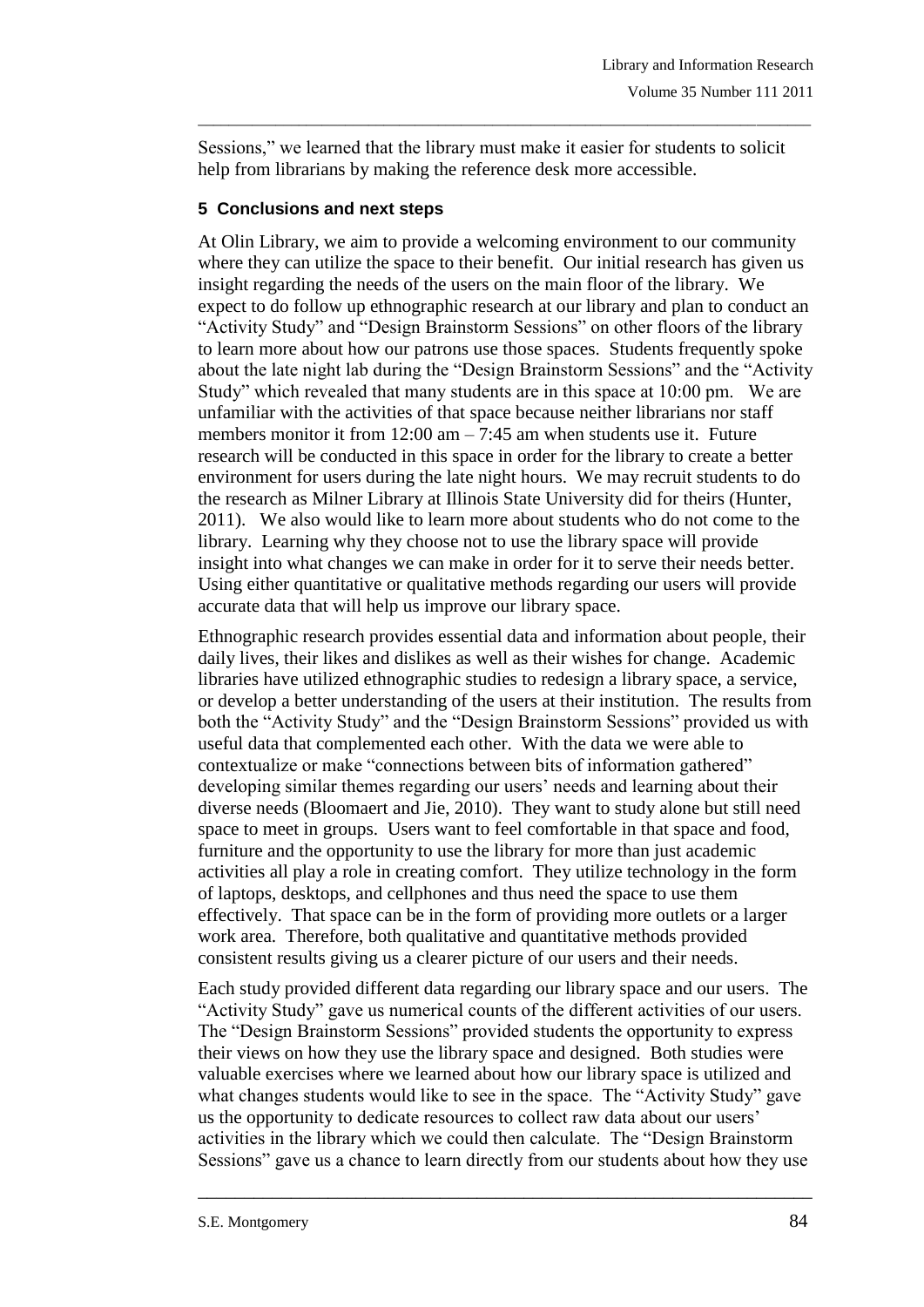Sessions," we learned that the library must make it easier for students to solicit help from librarians by making the reference desk more accessible.

## 5 Conclusions and next steps

At Olin Library, we aim to provide a welcoming environment to our community where they can utilize the space to their benefit. Our initial research has given us insight regarding the needs of the users on the main floor of the library. We expect to do follow up ethnographic research at our library and plan to conduct an "Activity Study" and "Design Brainstorm Sessions" on other floors of the library to learn more about how our patrons use those spaces. Students frequently spoke about the late night lab during the "Design Brainstorm Sessions" and the "Activity Study" which revealed that many students are in this space at 10:00 pm. We are unfamiliar with the activities of that space because neither librarians nor staff members monitor it from 12:00 am – 7:45 am when students use it. Future research will be conducted in this space in order for the library to create a better environment for users during the late night hours. We may recruit students to do the research as Milner Library at Illinois State University did for theirs (Hunter, 2011). We also would like to learn more about students who do not come to the library. Learning why they choose not to use the library space will provide insight into what changes we can make in order for it to serve their needs better. Using either quantitative or qualitative methods regarding our users will provide accurate data that will help us improve our library space.

Ethnographic research provides essential data and information about people, their daily lives, their likes and dislikes as well as their wishes for change. Academic libraries have utilized ethnographic studies to redesign a library space, a service, or develop a better understanding of the users at their institution. The results from both the "Activity Study" and the "Design Brainstorm Sessions" provided us with useful data that complemented each other. With the data we were able to contextualize or make "connections between bits of information gathered" developing similar themes regarding our users' needs and learning about their diverse needs (Bloomaert and Jie, 2010). They want to study alone but still need space to meet in groups. Users want to feel comfortable in that space and food, furniture and the opportunity to use the library for more than just academic activities all play a role in creating comfort. They utilize technology in the form of laptops, desktops, and cellphones and thus need the space to use them effectively. That space can be in the form of providing more outlets or a larger work area. Therefore, both qualitative and quantitative methods provided consistent results giving us a clearer picture of our users and their needs.

Each study provided different data regarding our library space and our users. The "Activity Study" gave us numerical counts of the different activities of our users. The "Design Brainstorm Sessions" provided students the opportunity to express their views on how they use the library space and designed. Both studies were valuable exercises where we learned about how our library space is utilized and what changes students would like to see in the space. The "Activity Study" gave us the opportunity to dedicate resources to collect raw data about our users' activities in the library which we could then calculate. The "Design Brainstorm Sessions" gave us a chance to learn directly from our students about how they use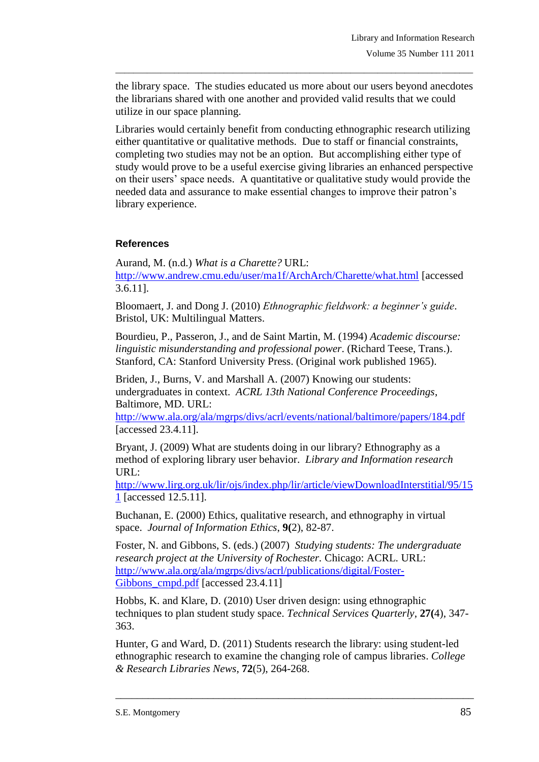the library space. The studies educated us more about our users beyond anecdotes the librarians shared with one another and provided valid results that we could utilize in our space planning.

Libraries would certainly benefit from conducting ethnographic research utilizing either quantitative or qualitative methods. Due to staff or financial constraints, completing two studies may not be an option. But accomplishing either type of study would prove to be a useful exercise giving libraries an enhanced perspective on their users' space needs. A quantitative or qualitative study would provide the needed data and assurance to make essential changes to improve their patron's library experience.

## References

Aurand, M. (n.d.) *What is a Charette?* URL: http://www.andrew.cmu.edu/user/ma1f/ArchArch/Charette/what.html [accessed 3.6.11].

Bloomaert, J. and Dong J. (2010) *Ethnographic fieldwork: a beginner's guide*. Bristol, UK: Multilingual Matters.

Bourdieu, P., Passeron, J., and de Saint Martin, M. (1994) *Academic discourse: linguistic misunderstanding and professional power*. (Richard Teese, Trans.). Stanford, CA: Stanford University Press. (Original work published 1965).

Briden, J., Burns, V. and Marshall A. (2007) Knowing our students: undergraduates in context. *ACRL 13th National Conference Proceedings*, Baltimore, MD. URL: http://www.ala.org/ala/mgrps/divs/acrl/events/national/baltimore/papers/184.pdf [accessed 23.4.11].

Bryant, J. (2009) What are students doing in our library? Ethnography as a method of exploring library user behavior. *Library and Information research* URL: http://www.lirg.org.uk/lir/ojs/index.php/lir/article/viewDownloadInterstitial/95/151 [accessed 12.5.11].

Buchanan, E. (2000) Ethics, qualitative research, and ethnography in virtual space. *Journal of Information Ethics*, **9(**2), 82-87.

Foster, N. and Gibbons, S. (eds.) (2007) *Studying students: The undergraduate research project at the University of Rochester.* Chicago: ACRL. URL: http://www.ala.org/ala/mgrps/divs/acrl/publications/digital/Foster-Gibbons_cmpd.pdf [accessed 23.4.11]

Hobbs, K. and Klare, D. (2010) User driven design: using ethnographic techniques to plan student study space. *Technical Services Quarterly*, **27(**4), 347-363.

Hunter, G and Ward, D. (2011) Students research the library: using student-led ethnographic research to examine the changing role of campus libraries. *College & Research Libraries News*, **72**(5), 264-268.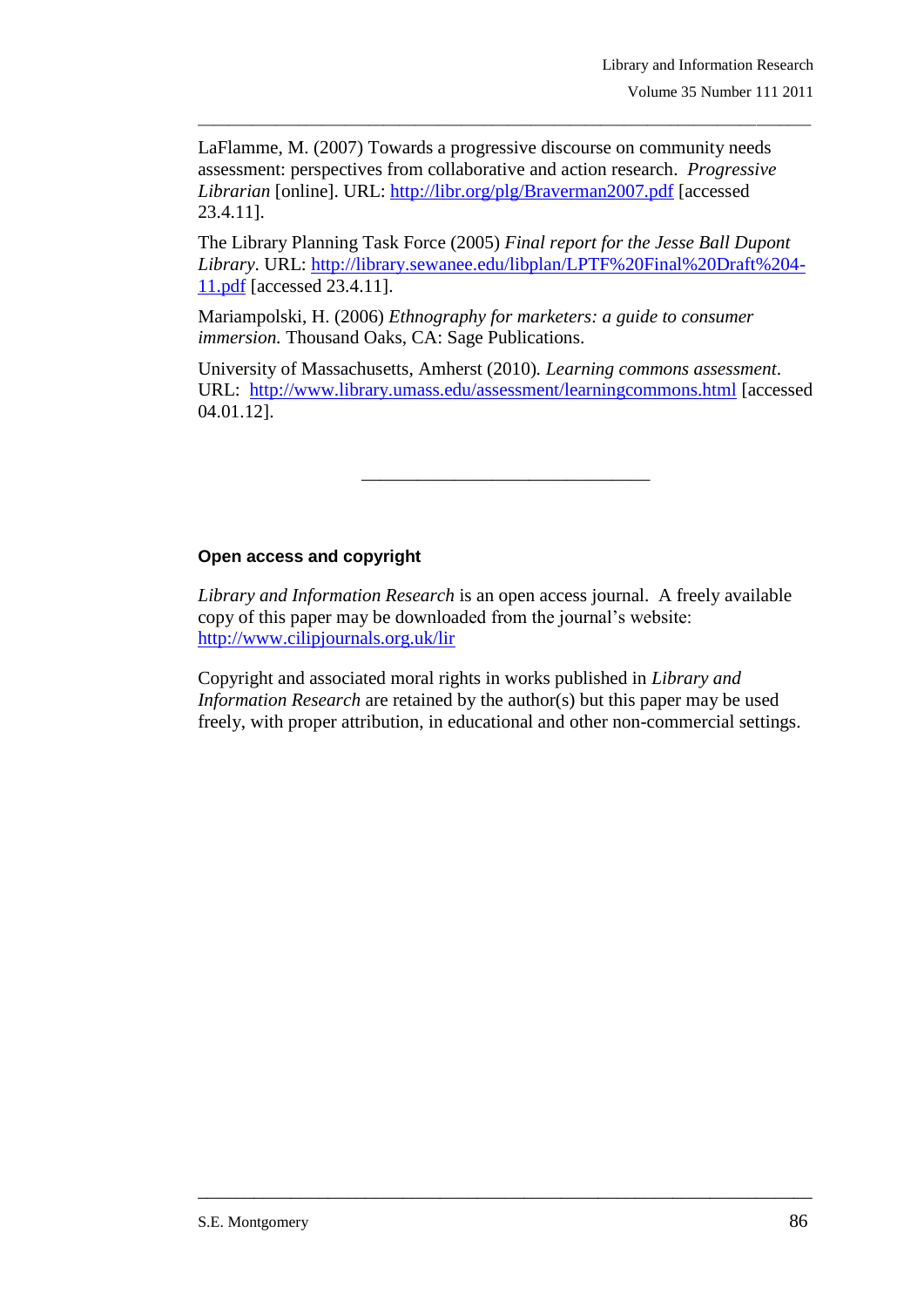LaFlamme, M. (2007) Towards a progressive discourse on community needs assessment: perspectives from collaborative and action research. *Progressive Librarian* [online]. URL: http://libr.org/plg/Braverman2007.pdf [accessed 23.4.11].

The Library Planning Task Force (2005) *Final report for the Jesse Ball Dupont Library*. URL: http://library.sewanee.edu/libplan/LPTF%20Final%20Draft%204-11.pdf [accessed 23.4.11].

Mariampolski, H. (2006) *Ethnography for marketers: a guide to consumer immersion.* Thousand Oaks, CA: Sage Publications.

University of Massachusetts, Amherst (2010). *Learning commons assessment*. URL: http://www.library.umass.edu/assessment/learningcommons.html [accessed 04.01.12].

---

**Open access and copyright**

*Library and Information Research* is an open access journal. A freely available copy of this paper may be downloaded from the journal's website: http://www.cilipjournals.org.uk/lir

Copyright and associated moral rights in works published in *Library and Information Research* are retained by the author(s) but this paper may be used freely, with proper attribution, in educational and other non-commercial settings.